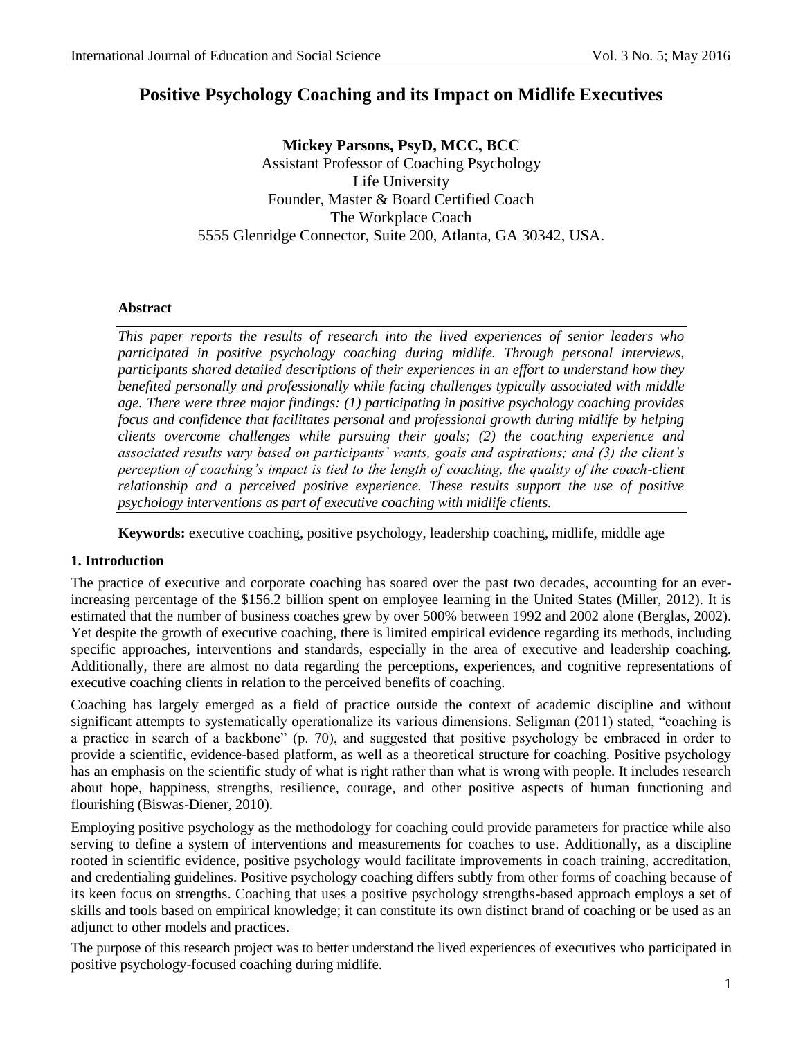# Positive Psychology Coaching and its Impact on Midlife Executives

**Mickey Parsons, PsyD, MCC, BCC**
Assistant Professor of Coaching Psychology
Life University
Founder, Master & Board Certified Coach
The Workplace Coach
5555 Glenridge Connector, Suite 200, Atlanta, GA 30342, USA.

## Abstract

*This paper reports the results of research into the lived experiences of senior leaders who participated in positive psychology coaching during midlife. Through personal interviews, participants shared detailed descriptions of their experiences in an effort to understand how they benefited personally and professionally while facing challenges typically associated with middle age. There were three major findings: (1) participating in positive psychology coaching provides focus and confidence that facilitates personal and professional growth during midlife by helping clients overcome challenges while pursuing their goals; (2) the coaching experience and associated results vary based on participants' wants, goals and aspirations; and (3) the client's perception of coaching's impact is tied to the length of coaching, the quality of the coach-client relationship and a perceived positive experience. These results support the use of positive psychology interventions as part of executive coaching with midlife clients.*

**Keywords:** executive coaching, positive psychology, leadership coaching, midlife, middle age

## 1. Introduction

The practice of executive and corporate coaching has soared over the past two decades, accounting for an ever-increasing percentage of the $156.2 billion spent on employee learning in the United States (Miller, 2012). It is estimated that the number of business coaches grew by over 500% between 1992 and 2002 alone (Berglas, 2002). Yet despite the growth of executive coaching, there is limited empirical evidence regarding its methods, including specific approaches, interventions and standards, especially in the area of executive and leadership coaching. Additionally, there are almost no data regarding the perceptions, experiences, and cognitive representations of executive coaching clients in relation to the perceived benefits of coaching.

Coaching has largely emerged as a field of practice outside the context of academic discipline and without significant attempts to systematically operationalize its various dimensions. Seligman (2011) stated, "coaching is a practice in search of a backbone" (p. 70), and suggested that positive psychology be embraced in order to provide a scientific, evidence-based platform, as well as a theoretical structure for coaching. Positive psychology has an emphasis on the scientific study of what is right rather than what is wrong with people. It includes research about hope, happiness, strengths, resilience, courage, and other positive aspects of human functioning and flourishing (Biswas-Diener, 2010).

Employing positive psychology as the methodology for coaching could provide parameters for practice while also serving to define a system of interventions and measurements for coaches to use. Additionally, as a discipline rooted in scientific evidence, positive psychology would facilitate improvements in coach training, accreditation, and credentialing guidelines. Positive psychology coaching differs subtly from other forms of coaching because of its keen focus on strengths. Coaching that uses a positive psychology strengths-based approach employs a set of skills and tools based on empirical knowledge; it can constitute its own distinct brand of coaching or be used as an adjunct to other models and practices.

The purpose of this research project was to better understand the lived experiences of executives who participated in positive psychology-focused coaching during midlife.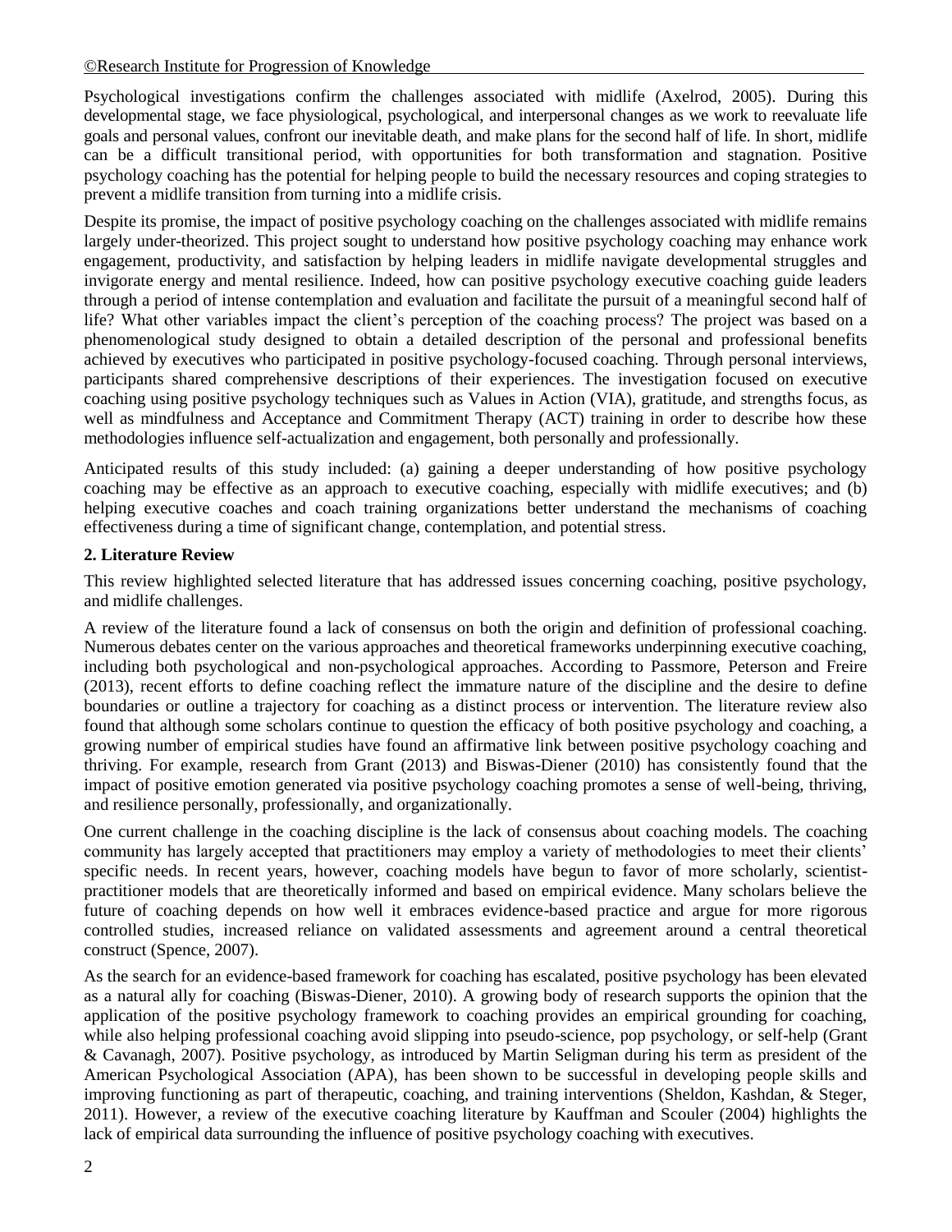Psychological investigations confirm the challenges associated with midlife (Axelrod, 2005). During this developmental stage, we face physiological, psychological, and interpersonal changes as we work to reevaluate life goals and personal values, confront our inevitable death, and make plans for the second half of life. In short, midlife can be a difficult transitional period, with opportunities for both transformation and stagnation. Positive psychology coaching has the potential for helping people to build the necessary resources and coping strategies to prevent a midlife transition from turning into a midlife crisis.

Despite its promise, the impact of positive psychology coaching on the challenges associated with midlife remains largely under-theorized. This project sought to understand how positive psychology coaching may enhance work engagement, productivity, and satisfaction by helping leaders in midlife navigate developmental struggles and invigorate energy and mental resilience. Indeed, how can positive psychology executive coaching guide leaders through a period of intense contemplation and evaluation and facilitate the pursuit of a meaningful second half of life? What other variables impact the client's perception of the coaching process? The project was based on a phenomenological study designed to obtain a detailed description of the personal and professional benefits achieved by executives who participated in positive psychology-focused coaching. Through personal interviews, participants shared comprehensive descriptions of their experiences. The investigation focused on executive coaching using positive psychology techniques such as Values in Action (VIA), gratitude, and strengths focus, as well as mindfulness and Acceptance and Commitment Therapy (ACT) training in order to describe how these methodologies influence self-actualization and engagement, both personally and professionally.

Anticipated results of this study included: (a) gaining a deeper understanding of how positive psychology coaching may be effective as an approach to executive coaching, especially with midlife executives; and (b) helping executive coaches and coach training organizations better understand the mechanisms of coaching effectiveness during a time of significant change, contemplation, and potential stress.

## 2. Literature Review

This review highlighted selected literature that has addressed issues concerning coaching, positive psychology, and midlife challenges.

A review of the literature found a lack of consensus on both the origin and definition of professional coaching. Numerous debates center on the various approaches and theoretical frameworks underpinning executive coaching, including both psychological and non-psychological approaches. According to Passmore, Peterson and Freire (2013), recent efforts to define coaching reflect the immature nature of the discipline and the desire to define boundaries or outline a trajectory for coaching as a distinct process or intervention. The literature review also found that although some scholars continue to question the efficacy of both positive psychology and coaching, a growing number of empirical studies have found an affirmative link between positive psychology coaching and thriving. For example, research from Grant (2013) and Biswas-Diener (2010) has consistently found that the impact of positive emotion generated via positive psychology coaching promotes a sense of well-being, thriving, and resilience personally, professionally, and organizationally.

One current challenge in the coaching discipline is the lack of consensus about coaching models. The coaching community has largely accepted that practitioners may employ a variety of methodologies to meet their clients' specific needs. In recent years, however, coaching models have begun to favor of more scholarly, scientist-practitioner models that are theoretically informed and based on empirical evidence. Many scholars believe the future of coaching depends on how well it embraces evidence-based practice and argue for more rigorous controlled studies, increased reliance on validated assessments and agreement around a central theoretical construct (Spence, 2007).

As the search for an evidence-based framework for coaching has escalated, positive psychology has been elevated as a natural ally for coaching (Biswas-Diener, 2010). A growing body of research supports the opinion that the application of the positive psychology framework to coaching provides an empirical grounding for coaching, while also helping professional coaching avoid slipping into pseudo-science, pop psychology, or self-help (Grant & Cavanagh, 2007). Positive psychology, as introduced by Martin Seligman during his term as president of the American Psychological Association (APA), has been shown to be successful in developing people skills and improving functioning as part of therapeutic, coaching, and training interventions (Sheldon, Kashdan, & Steger, 2011). However, a review of the executive coaching literature by Kauffman and Scouler (2004) highlights the lack of empirical data surrounding the influence of positive psychology coaching with executives.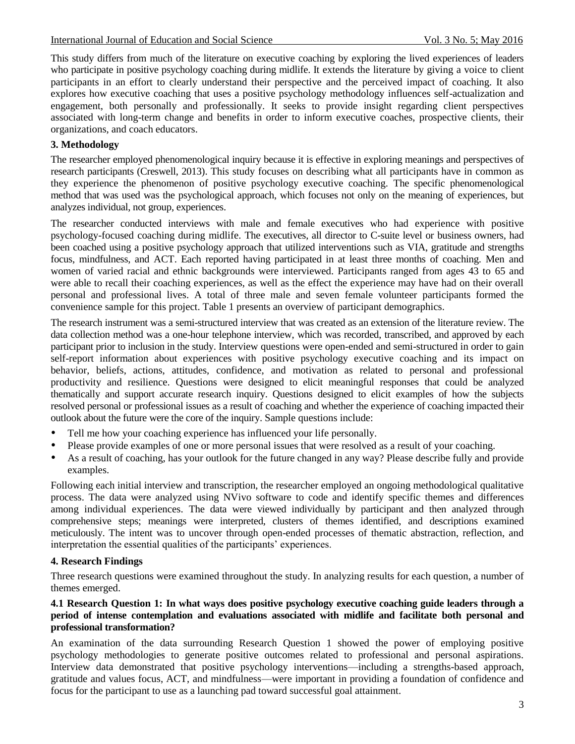This study differs from much of the literature on executive coaching by exploring the lived experiences of leaders who participate in positive psychology coaching during midlife. It extends the literature by giving a voice to client participants in an effort to clearly understand their perspective and the perceived impact of coaching. It also explores how executive coaching that uses a positive psychology methodology influences self-actualization and engagement, both personally and professionally. It seeks to provide insight regarding client perspectives associated with long-term change and benefits in order to inform executive coaches, prospective clients, their organizations, and coach educators.

## 3. Methodology

The researcher employed phenomenological inquiry because it is effective in exploring meanings and perspectives of research participants (Creswell, 2013). This study focuses on describing what all participants have in common as they experience the phenomenon of positive psychology executive coaching. The specific phenomenological method that was used was the psychological approach, which focuses not only on the meaning of experiences, but analyzes individual, not group, experiences.

The researcher conducted interviews with male and female executives who had experience with positive psychology-focused coaching during midlife. The executives, all director to C-suite level or business owners, had been coached using a positive psychology approach that utilized interventions such as VIA, gratitude and strengths focus, mindfulness, and ACT. Each reported having participated in at least three months of coaching. Men and women of varied racial and ethnic backgrounds were interviewed. Participants ranged from ages 43 to 65 and were able to recall their coaching experiences, as well as the effect the experience may have had on their overall personal and professional lives. A total of three male and seven female volunteer participants formed the convenience sample for this project. Table 1 presents an overview of participant demographics.

The research instrument was a semi-structured interview that was created as an extension of the literature review. The data collection method was a one-hour telephone interview, which was recorded, transcribed, and approved by each participant prior to inclusion in the study. Interview questions were open-ended and semi-structured in order to gain self-report information about experiences with positive psychology executive coaching and its impact on behavior, beliefs, actions, attitudes, confidence, and motivation as related to personal and professional productivity and resilience. Questions were designed to elicit meaningful responses that could be analyzed thematically and support accurate research inquiry. Questions designed to elicit examples of how the subjects resolved personal or professional issues as a result of coaching and whether the experience of coaching impacted their outlook about the future were the core of the inquiry. Sample questions include:

- Tell me how your coaching experience has influenced your life personally.
- Please provide examples of one or more personal issues that were resolved as a result of your coaching.
- As a result of coaching, has your outlook for the future changed in any way? Please describe fully and provide examples.

Following each initial interview and transcription, the researcher employed an ongoing methodological qualitative process. The data were analyzed using NVivo software to code and identify specific themes and differences among individual experiences. The data were viewed individually by participant and then analyzed through comprehensive steps; meanings were interpreted, clusters of themes identified, and descriptions examined meticulously. The intent was to uncover through open-ended processes of thematic abstraction, reflection, and interpretation the essential qualities of the participants' experiences.

## 4. Research Findings

Three research questions were examined throughout the study. In analyzing results for each question, a number of themes emerged.

### 4.1 Research Question 1: In what ways does positive psychology executive coaching guide leaders through a period of intense contemplation and evaluations associated with midlife and facilitate both personal and professional transformation?

An examination of the data surrounding Research Question 1 showed the power of employing positive psychology methodologies to generate positive outcomes related to professional and personal aspirations. Interview data demonstrated that positive psychology interventions—including a strengths-based approach, gratitude and values focus, ACT, and mindfulness—were important in providing a foundation of confidence and focus for the participant to use as a launching pad toward successful goal attainment.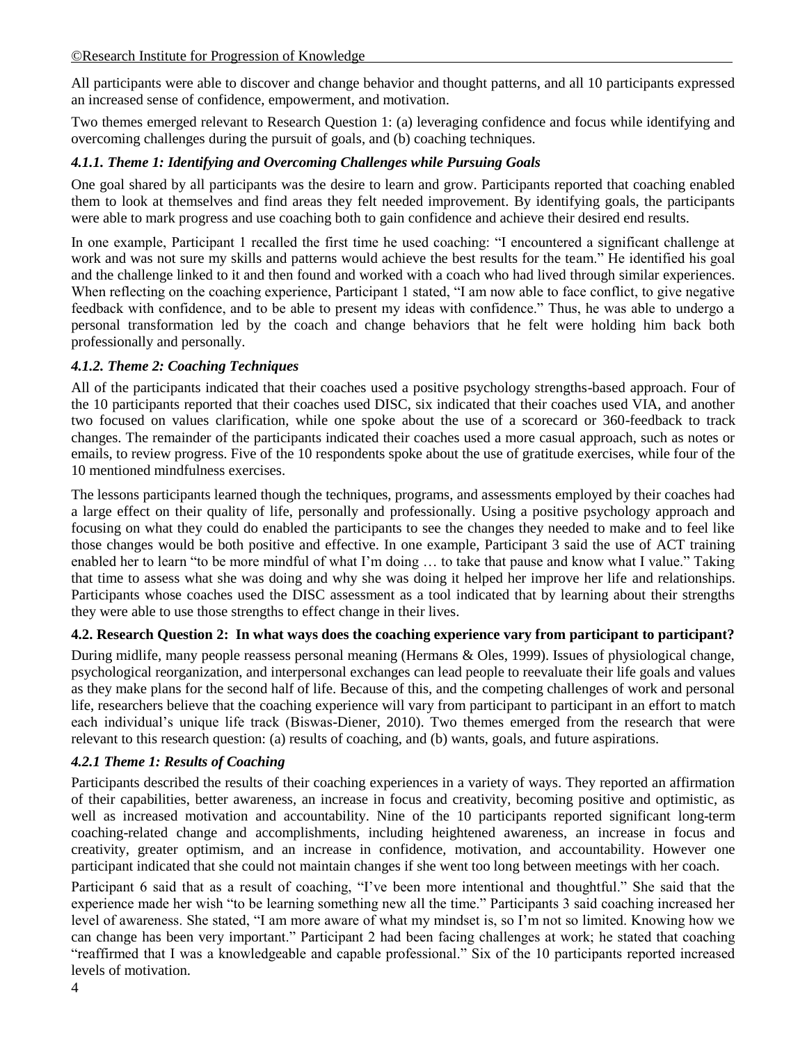All participants were able to discover and change behavior and thought patterns, and all 10 participants expressed an increased sense of confidence, empowerment, and motivation.

Two themes emerged relevant to Research Question 1: (a) leveraging confidence and focus while identifying and overcoming challenges during the pursuit of goals, and (b) coaching techniques.

#### *4.1.1. Theme 1: Identifying and Overcoming Challenges while Pursuing Goals*

One goal shared by all participants was the desire to learn and grow. Participants reported that coaching enabled them to look at themselves and find areas they felt needed improvement. By identifying goals, the participants were able to mark progress and use coaching both to gain confidence and achieve their desired end results.

In one example, Participant 1 recalled the first time he used coaching: "I encountered a significant challenge at work and was not sure my skills and patterns would achieve the best results for the team." He identified his goal and the challenge linked to it and then found and worked with a coach who had lived through similar experiences. When reflecting on the coaching experience, Participant 1 stated, "I am now able to face conflict, to give negative feedback with confidence, and to be able to present my ideas with confidence." Thus, he was able to undergo a personal transformation led by the coach and change behaviors that he felt were holding him back both professionally and personally.

#### *4.1.2. Theme 2: Coaching Techniques*

All of the participants indicated that their coaches used a positive psychology strengths-based approach. Four of the 10 participants reported that their coaches used DISC, six indicated that their coaches used VIA, and another two focused on values clarification, while one spoke about the use of a scorecard or 360-feedback to track changes. The remainder of the participants indicated their coaches used a more casual approach, such as notes or emails, to review progress. Five of the 10 respondents spoke about the use of gratitude exercises, while four of the 10 mentioned mindfulness exercises.

The lessons participants learned though the techniques, programs, and assessments employed by their coaches had a large effect on their quality of life, personally and professionally. Using a positive psychology approach and focusing on what they could do enabled the participants to see the changes they needed to make and to feel like those changes would be both positive and effective. In one example, Participant 3 said the use of ACT training enabled her to learn "to be more mindful of what I'm doing … to take that pause and know what I value." Taking that time to assess what she was doing and why she was doing it helped her improve her life and relationships. Participants whose coaches used the DISC assessment as a tool indicated that by learning about their strengths they were able to use those strengths to effect change in their lives.

### 4.2. Research Question 2: In what ways does the coaching experience vary from participant to participant?

During midlife, many people reassess personal meaning (Hermans & Oles, 1999). Issues of physiological change, psychological reorganization, and interpersonal exchanges can lead people to reevaluate their life goals and values as they make plans for the second half of life. Because of this, and the competing challenges of work and personal life, researchers believe that the coaching experience will vary from participant to participant in an effort to match each individual's unique life track (Biswas-Diener, 2010). Two themes emerged from the research that were relevant to this research question: (a) results of coaching, and (b) wants, goals, and future aspirations.

#### *4.2.1 Theme 1: Results of Coaching*

Participants described the results of their coaching experiences in a variety of ways. They reported an affirmation of their capabilities, better awareness, an increase in focus and creativity, becoming positive and optimistic, as well as increased motivation and accountability. Nine of the 10 participants reported significant long-term coaching-related change and accomplishments, including heightened awareness, an increase in focus and creativity, greater optimism, and an increase in confidence, motivation, and accountability. However one participant indicated that she could not maintain changes if she went too long between meetings with her coach.

Participant 6 said that as a result of coaching, "I've been more intentional and thoughtful." She said that the experience made her wish "to be learning something new all the time." Participants 3 said coaching increased her level of awareness. She stated, "I am more aware of what my mindset is, so I'm not so limited. Knowing how we can change has been very important." Participant 2 had been facing challenges at work; he stated that coaching "reaffirmed that I was a knowledgeable and capable professional." Six of the 10 participants reported increased levels of motivation.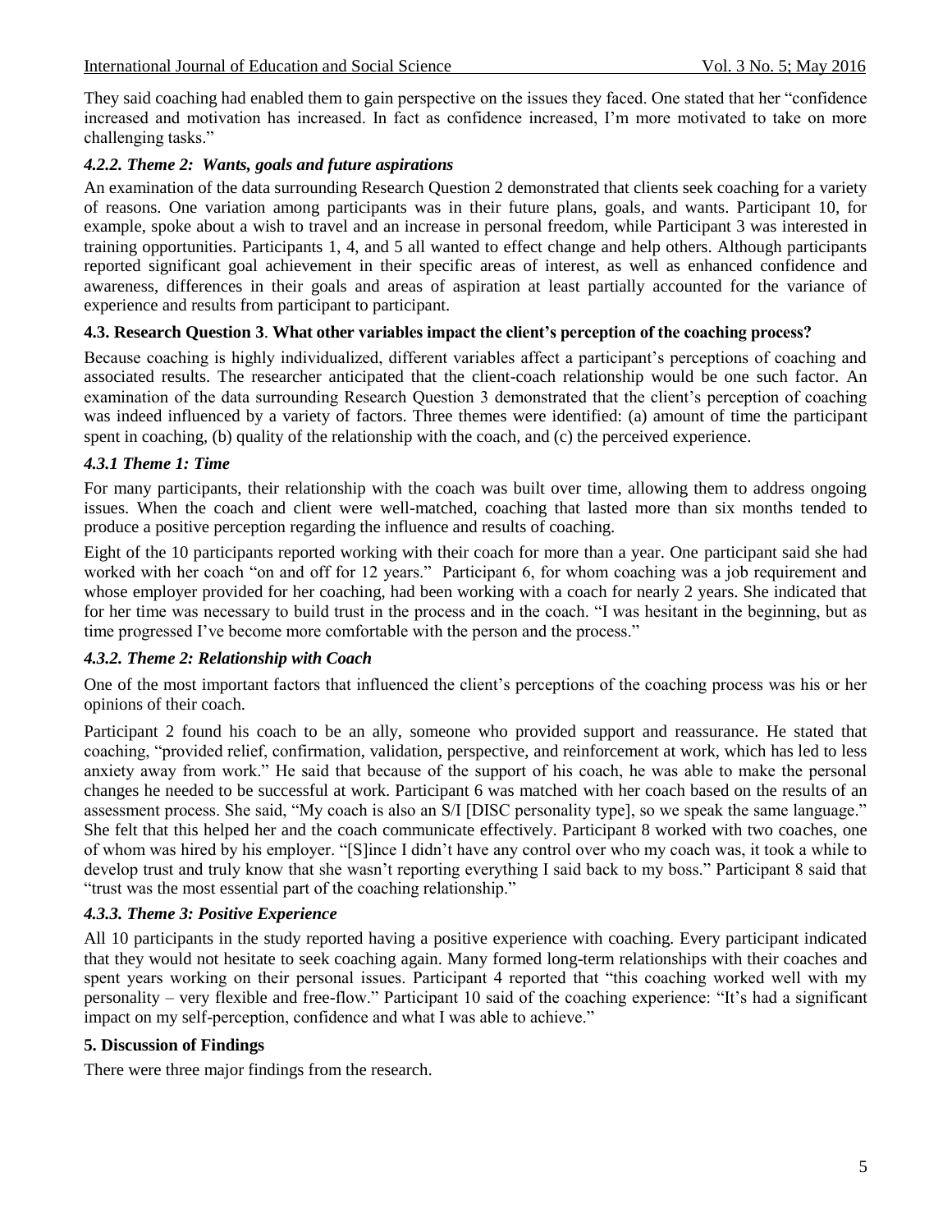They said coaching had enabled them to gain perspective on the issues they faced. One stated that her "confidence increased and motivation has increased. In fact as confidence increased, I'm more motivated to take on more challenging tasks."

#### *4.2.2. Theme 2: Wants, goals and future aspirations*

An examination of the data surrounding Research Question 2 demonstrated that clients seek coaching for a variety of reasons. One variation among participants was in their future plans, goals, and wants. Participant 10, for example, spoke about a wish to travel and an increase in personal freedom, while Participant 3 was interested in training opportunities. Participants 1, 4, and 5 all wanted to effect change and help others. Although participants reported significant goal achievement in their specific areas of interest, as well as enhanced confidence and awareness, differences in their goals and areas of aspiration at least partially accounted for the variance of experience and results from participant to participant.

### 4.3. Research Question 3. What other variables impact the client's perception of the coaching process?

Because coaching is highly individualized, different variables affect a participant's perceptions of coaching and associated results. The researcher anticipated that the client-coach relationship would be one such factor. An examination of the data surrounding Research Question 3 demonstrated that the client's perception of coaching was indeed influenced by a variety of factors. Three themes were identified: (a) amount of time the participant spent in coaching, (b) quality of the relationship with the coach, and (c) the perceived experience.

#### *4.3.1 Theme 1: Time*

For many participants, their relationship with the coach was built over time, allowing them to address ongoing issues. When the coach and client were well-matched, coaching that lasted more than six months tended to produce a positive perception regarding the influence and results of coaching.

Eight of the 10 participants reported working with their coach for more than a year. One participant said she had worked with her coach "on and off for 12 years." Participant 6, for whom coaching was a job requirement and whose employer provided for her coaching, had been working with a coach for nearly 2 years. She indicated that for her time was necessary to build trust in the process and in the coach. "I was hesitant in the beginning, but as time progressed I've become more comfortable with the person and the process."

#### *4.3.2. Theme 2: Relationship with Coach*

One of the most important factors that influenced the client's perceptions of the coaching process was his or her opinions of their coach.

Participant 2 found his coach to be an ally, someone who provided support and reassurance. He stated that coaching, "provided relief, confirmation, validation, perspective, and reinforcement at work, which has led to less anxiety away from work." He said that because of the support of his coach, he was able to make the personal changes he needed to be successful at work. Participant 6 was matched with her coach based on the results of an assessment process. She said, "My coach is also an S/I [DISC personality type], so we speak the same language." She felt that this helped her and the coach communicate effectively. Participant 8 worked with two coaches, one of whom was hired by his employer. "[S]ince I didn't have any control over who my coach was, it took a while to develop trust and truly know that she wasn't reporting everything I said back to my boss." Participant 8 said that "trust was the most essential part of the coaching relationship."

#### *4.3.3. Theme 3: Positive Experience*

All 10 participants in the study reported having a positive experience with coaching. Every participant indicated that they would not hesitate to seek coaching again. Many formed long-term relationships with their coaches and spent years working on their personal issues. Participant 4 reported that "this coaching worked well with my personality – very flexible and free-flow." Participant 10 said of the coaching experience: "It's had a significant impact on my self-perception, confidence and what I was able to achieve."

## 5. Discussion of Findings

There were three major findings from the research.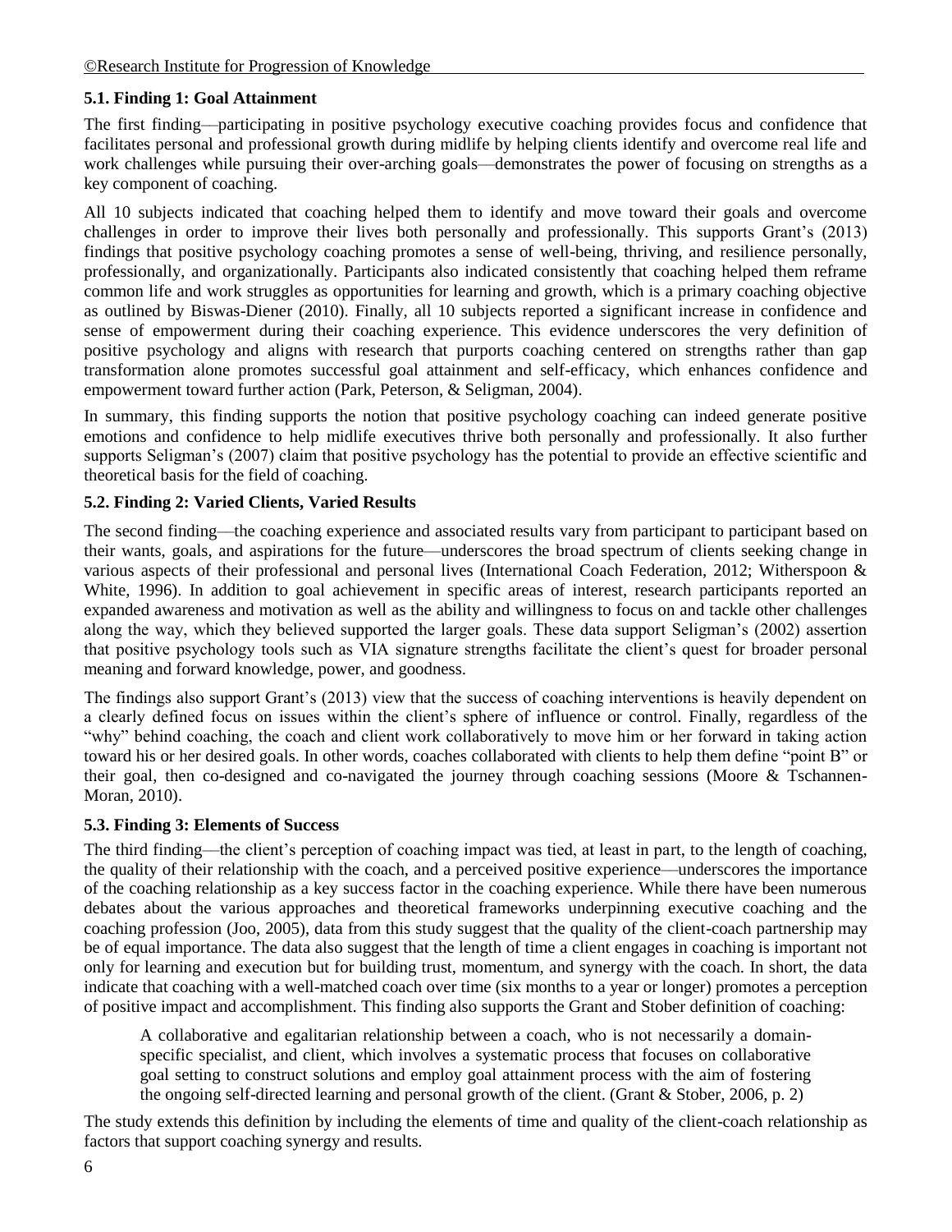### 5.1. Finding 1: Goal Attainment

The first finding—participating in positive psychology executive coaching provides focus and confidence that facilitates personal and professional growth during midlife by helping clients identify and overcome real life and work challenges while pursuing their over-arching goals—demonstrates the power of focusing on strengths as a key component of coaching.

All 10 subjects indicated that coaching helped them to identify and move toward their goals and overcome challenges in order to improve their lives both personally and professionally. This supports Grant's (2013) findings that positive psychology coaching promotes a sense of well-being, thriving, and resilience personally, professionally, and organizationally. Participants also indicated consistently that coaching helped them reframe common life and work struggles as opportunities for learning and growth, which is a primary coaching objective as outlined by Biswas-Diener (2010). Finally, all 10 subjects reported a significant increase in confidence and sense of empowerment during their coaching experience. This evidence underscores the very definition of positive psychology and aligns with research that purports coaching centered on strengths rather than gap transformation alone promotes successful goal attainment and self-efficacy, which enhances confidence and empowerment toward further action (Park, Peterson, & Seligman, 2004).

In summary, this finding supports the notion that positive psychology coaching can indeed generate positive emotions and confidence to help midlife executives thrive both personally and professionally. It also further supports Seligman's (2007) claim that positive psychology has the potential to provide an effective scientific and theoretical basis for the field of coaching.

### 5.2. Finding 2: Varied Clients, Varied Results

The second finding—the coaching experience and associated results vary from participant to participant based on their wants, goals, and aspirations for the future—underscores the broad spectrum of clients seeking change in various aspects of their professional and personal lives (International Coach Federation, 2012; Witherspoon & White, 1996). In addition to goal achievement in specific areas of interest, research participants reported an expanded awareness and motivation as well as the ability and willingness to focus on and tackle other challenges along the way, which they believed supported the larger goals. These data support Seligman's (2002) assertion that positive psychology tools such as VIA signature strengths facilitate the client's quest for broader personal meaning and forward knowledge, power, and goodness.

The findings also support Grant's (2013) view that the success of coaching interventions is heavily dependent on a clearly defined focus on issues within the client's sphere of influence or control. Finally, regardless of the "why" behind coaching, the coach and client work collaboratively to move him or her forward in taking action toward his or her desired goals. In other words, coaches collaborated with clients to help them define "point B" or their goal, then co-designed and co-navigated the journey through coaching sessions (Moore & Tschannen-Moran, 2010).

### 5.3. Finding 3: Elements of Success

The third finding—the client's perception of coaching impact was tied, at least in part, to the length of coaching, the quality of their relationship with the coach, and a perceived positive experience—underscores the importance of the coaching relationship as a key success factor in the coaching experience. While there have been numerous debates about the various approaches and theoretical frameworks underpinning executive coaching and the coaching profession (Joo, 2005), data from this study suggest that the quality of the client-coach partnership may be of equal importance. The data also suggest that the length of time a client engages in coaching is important not only for learning and execution but for building trust, momentum, and synergy with the coach. In short, the data indicate that coaching with a well-matched coach over time (six months to a year or longer) promotes a perception of positive impact and accomplishment. This finding also supports the Grant and Stober definition of coaching:

> A collaborative and egalitarian relationship between a coach, who is not necessarily a domain-specific specialist, and client, which involves a systematic process that focuses on collaborative goal setting to construct solutions and employ goal attainment process with the aim of fostering the ongoing self-directed learning and personal growth of the client. (Grant & Stober, 2006, p. 2)

The study extends this definition by including the elements of time and quality of the client-coach relationship as factors that support coaching synergy and results.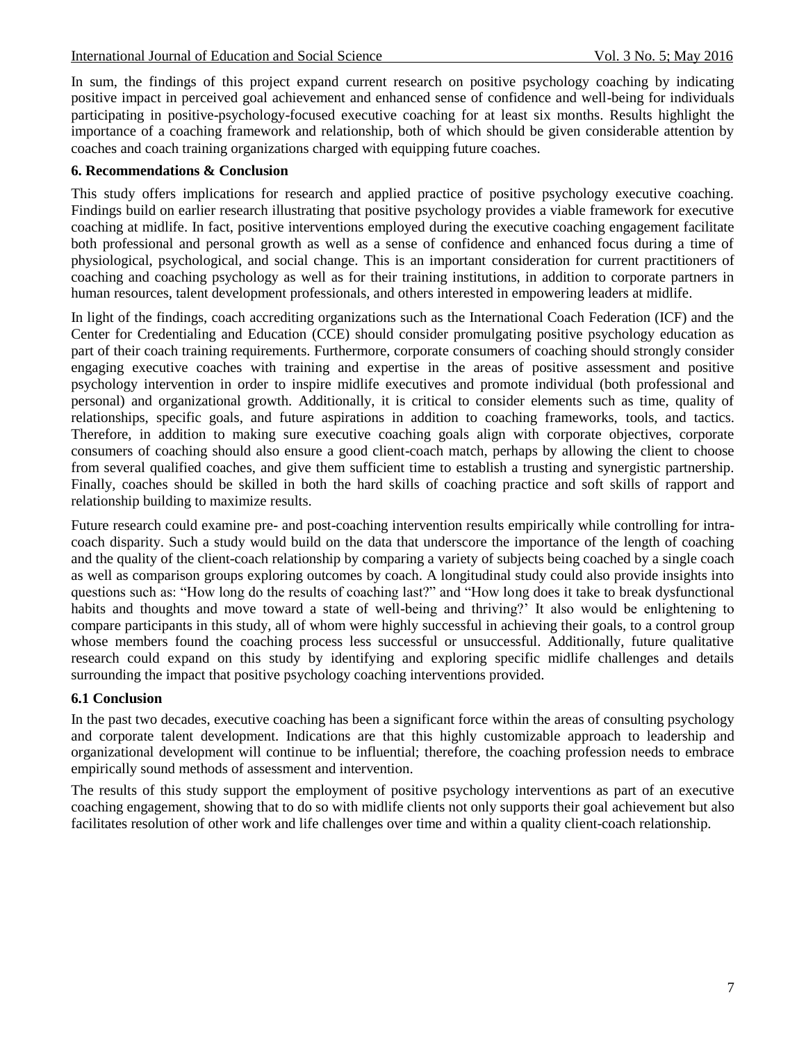In sum, the findings of this project expand current research on positive psychology coaching by indicating positive impact in perceived goal achievement and enhanced sense of confidence and well-being for individuals participating in positive-psychology-focused executive coaching for at least six months. Results highlight the importance of a coaching framework and relationship, both of which should be given considerable attention by coaches and coach training organizations charged with equipping future coaches.

## 6. Recommendations & Conclusion

This study offers implications for research and applied practice of positive psychology executive coaching. Findings build on earlier research illustrating that positive psychology provides a viable framework for executive coaching at midlife. In fact, positive interventions employed during the executive coaching engagement facilitate both professional and personal growth as well as a sense of confidence and enhanced focus during a time of physiological, psychological, and social change. This is an important consideration for current practitioners of coaching and coaching psychology as well as for their training institutions, in addition to corporate partners in human resources, talent development professionals, and others interested in empowering leaders at midlife.

In light of the findings, coach accrediting organizations such as the International Coach Federation (ICF) and the Center for Credentialing and Education (CCE) should consider promulgating positive psychology education as part of their coach training requirements. Furthermore, corporate consumers of coaching should strongly consider engaging executive coaches with training and expertise in the areas of positive assessment and positive psychology intervention in order to inspire midlife executives and promote individual (both professional and personal) and organizational growth. Additionally, it is critical to consider elements such as time, quality of relationships, specific goals, and future aspirations in addition to coaching frameworks, tools, and tactics. Therefore, in addition to making sure executive coaching goals align with corporate objectives, corporate consumers of coaching should also ensure a good client-coach match, perhaps by allowing the client to choose from several qualified coaches, and give them sufficient time to establish a trusting and synergistic partnership. Finally, coaches should be skilled in both the hard skills of coaching practice and soft skills of rapport and relationship building to maximize results.

Future research could examine pre- and post-coaching intervention results empirically while controlling for intra-coach disparity. Such a study would build on the data that underscore the importance of the length of coaching and the quality of the client-coach relationship by comparing a variety of subjects being coached by a single coach as well as comparison groups exploring outcomes by coach. A longitudinal study could also provide insights into questions such as: "How long do the results of coaching last?" and "How long does it take to break dysfunctional habits and thoughts and move toward a state of well-being and thriving?' It also would be enlightening to compare participants in this study, all of whom were highly successful in achieving their goals, to a control group whose members found the coaching process less successful or unsuccessful. Additionally, future qualitative research could expand on this study by identifying and exploring specific midlife challenges and details surrounding the impact that positive psychology coaching interventions provided.

### 6.1 Conclusion

In the past two decades, executive coaching has been a significant force within the areas of consulting psychology and corporate talent development. Indications are that this highly customizable approach to leadership and organizational development will continue to be influential; therefore, the coaching profession needs to embrace empirically sound methods of assessment and intervention.

The results of this study support the employment of positive psychology interventions as part of an executive coaching engagement, showing that to do so with midlife clients not only supports their goal achievement but also facilitates resolution of other work and life challenges over time and within a quality client-coach relationship.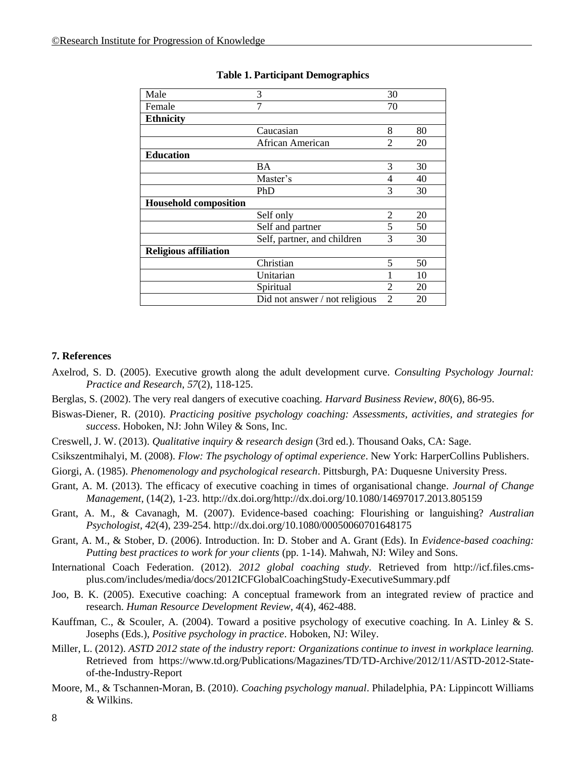**Table 1. Participant Demographics**

| | | | |
|---|---|---|---|
| Male | 3 | 30 | |
| Female | 7 | 70 | |
| **Ethnicity** | | | |
| | Caucasian | 8 | 80 |
| | African American | 2 | 20 |
| **Education** | | | |
| | BA | 3 | 30 |
| | Master's | 4 | 40 |
| | PhD | 3 | 30 |
| **Household composition** | | | |
| | Self only | 2 | 20 |
| | Self and partner | 5 | 50 |
| | Self, partner, and children | 3 | 30 |
| **Religious affiliation** | | | |
| | Christian | 5 | 50 |
| | Unitarian | 1 | 10 |
| | Spiritual | 2 | 20 |
| | Did not answer / not religious | 2 | 20 |

## 7. References

Axelrod, S. D. (2005). Executive growth along the adult development curve. *Consulting Psychology Journal: Practice and Research*, *57*(2), 118-125.

Berglas, S. (2002). The very real dangers of executive coaching. *Harvard Business Review*, *80*(6), 86-95.

Biswas-Diener, R. (2010). *Practicing positive psychology coaching: Assessments, activities, and strategies for success*. Hoboken, NJ: John Wiley & Sons, Inc.

Creswell, J. W. (2013). *Qualitative inquiry & research design* (3rd ed.). Thousand Oaks, CA: Sage.

Csikszentmihalyi, M. (2008). *Flow: The psychology of optimal experience*. New York: HarperCollins Publishers.

Giorgi, A. (1985). *Phenomenology and psychological research*. Pittsburgh, PA: Duquesne University Press.

Grant, A. M. (2013). The efficacy of executive coaching in times of organisational change. *Journal of Change Management*, (14(2), 1-23. http://dx.doi.org/http://dx.doi.org/10.1080/14697017.2013.805159

Grant, A. M., & Cavanagh, M. (2007). Evidence-based coaching: Flourishing or languishing? *Australian Psychologist*, *42*(4), 239-254. http://dx.doi.org/10.1080/00050060701648175

Grant, A. M., & Stober, D. (2006). Introduction. In: D. Stober and A. Grant (Eds). In *Evidence-based coaching: Putting best practices to work for your clients* (pp. 1-14). Mahwah, NJ: Wiley and Sons.

International Coach Federation. (2012). *2012 global coaching study*. Retrieved from http://icf.files.cms-plus.com/includes/media/docs/2012ICFGlobalCoachingStudy-ExecutiveSummary.pdf

Joo, B. K. (2005). Executive coaching: A conceptual framework from an integrated review of practice and research. *Human Resource Development Review*, *4*(4), 462-488.

Kauffman, C., & Scouler, A. (2004). Toward a positive psychology of executive coaching. In A. Linley & S. Josephs (Eds.), *Positive psychology in practice*. Hoboken, NJ: Wiley.

Miller, L. (2012). *ASTD 2012 state of the industry report: Organizations continue to invest in workplace learning.* Retrieved from https://www.td.org/Publications/Magazines/TD/TD-Archive/2012/11/ASTD-2012-State-of-the-Industry-Report

Moore, M., & Tschannen-Moran, B. (2010). *Coaching psychology manual*. Philadelphia, PA: Lippincott Williams & Wilkins.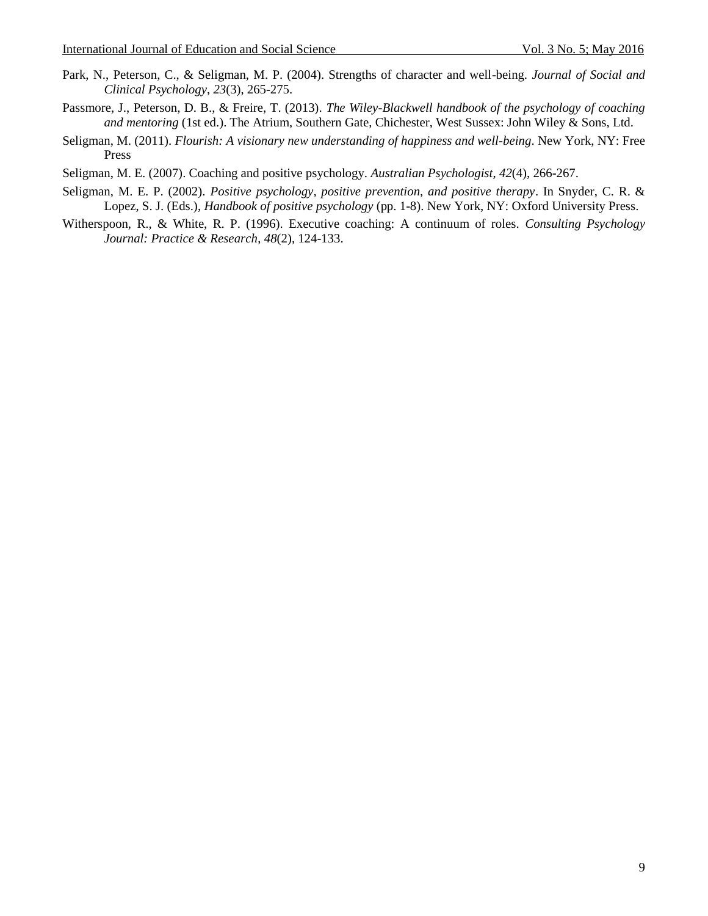Park, N., Peterson, C., & Seligman, M. P. (2004). Strengths of character and well-being. *Journal of Social and Clinical Psychology*, *23*(3), 265-275.

Passmore, J., Peterson, D. B., & Freire, T. (2013). *The Wiley-Blackwell handbook of the psychology of coaching and mentoring* (1st ed.). The Atrium, Southern Gate, Chichester, West Sussex: John Wiley & Sons, Ltd.

Seligman, M. (2011). *Flourish: A visionary new understanding of happiness and well-being*. New York, NY: Free Press

Seligman, M. E. (2007). Coaching and positive psychology. *Australian Psychologist*, *42*(4), 266-267.

Seligman, M. E. P. (2002). *Positive psychology, positive prevention, and positive therapy*. In Snyder, C. R. & Lopez, S. J. (Eds.), *Handbook of positive psychology* (pp. 1-8). New York, NY: Oxford University Press.

Witherspoon, R., & White, R. P. (1996). Executive coaching: A continuum of roles. *Consulting Psychology Journal: Practice & Research*, *48*(2), 124-133.